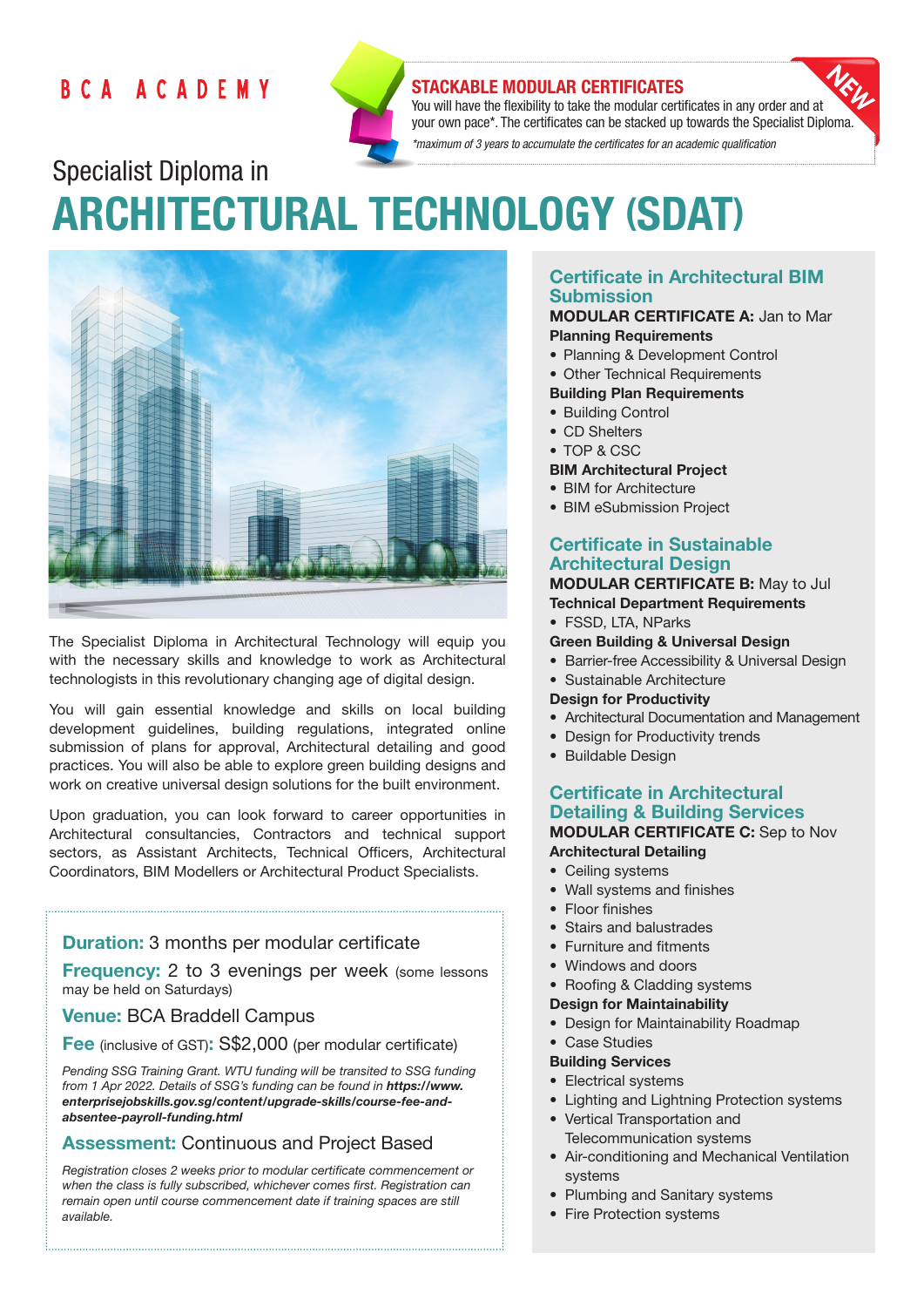BCA ACADEMY

## STACKABLE MODULAR CERTIFICATES

NEW

You will have the flexibility to take the modular certificates in any order and at your own pace*. The certificates can be stacked up towards the Specialist Diploma.

*\*maximum of 3 years to accumulate the certificates for an academic qualification*

Specialist Diploma in

# ARCHITECTURAL TECHNOLOGY (SDAT)

The Specialist Diploma in Architectural Technology will equip you with the necessary skills and knowledge to work as Architectural technologists in this revolutionary changing age of digital design.

You will gain essential knowledge and skills on local building development guidelines, building regulations, integrated online submission of plans for approval, Architectural detailing and good practices. You will also be able to explore green building designs and work on creative universal design solutions for the built environment.

Upon graduation, you can look forward to career opportunities in Architectural consultancies, Contractors and technical support sectors, as Assistant Architects, Technical Officers, Architectural Coordinators, BIM Modellers or Architectural Product Specialists.

**Duration:** 3 months per modular certificate

**Frequency:** 2 to 3 evenings per week (some lessons may be held on Saturdays)

**Venue:** BCA Braddell Campus

**Fee** (inclusive of GST)**:** S$2,000 (per modular certificate)

*Pending SSG Training Grant. WTU funding will be transited to SSG funding from 1 Apr 2022. Details of SSG's funding can be found in **https://www.enterprisejobskills.gov.sg/content/upgrade-skills/course-fee-and-absentee-payroll-funding.html***

**Assessment:** Continuous and Project Based

*Registration closes 2 weeks prior to modular certificate commencement or when the class is fully subscribed, whichever comes first. Registration can remain open until course commencement date if training spaces are still available.*

## Certificate in Architectural BIM Submission

**MODULAR CERTIFICATE A:** Jan to Mar

**Planning Requirements**

- Planning & Development Control
- Other Technical Requirements

**Building Plan Requirements**

- Building Control
- CD Shelters
- TOP & CSC

**BIM Architectural Project**

- BIM for Architecture
- BIM eSubmission Project

## Certificate in Sustainable Architectural Design

**MODULAR CERTIFICATE B:** May to Jul

**Technical Department Requirements**

- FSSD, LTA, NParks

**Green Building & Universal Design**

- Barrier-free Accessibility & Universal Design
- Sustainable Architecture

**Design for Productivity**

- Architectural Documentation and Management
- Design for Productivity trends
- Buildable Design

## Certificate in Architectural Detailing & Building Services

**MODULAR CERTIFICATE C:** Sep to Nov

**Architectural Detailing**

- Ceiling systems
- Wall systems and finishes
- Floor finishes
- Stairs and balustrades
- Furniture and fitments
- Windows and doors
- Roofing & Cladding systems

**Design for Maintainability**

- Design for Maintainability Roadmap
- Case Studies

**Building Services**

- Electrical systems
- Lighting and Lightning Protection systems
- Vertical Transportation and Telecommunication systems
- Air-conditioning and Mechanical Ventilation systems
- Plumbing and Sanitary systems
- Fire Protection systems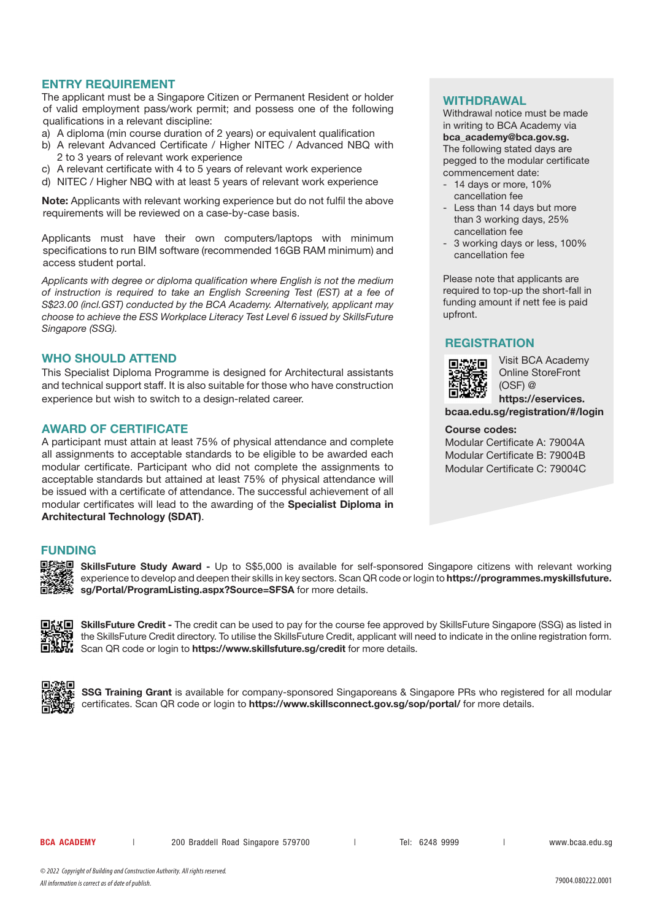## ENTRY REQUIREMENT

The applicant must be a Singapore Citizen or Permanent Resident or holder of valid employment pass/work permit; and possess one of the following qualifications in a relevant discipline:

a) A diploma (min course duration of 2 years) or equivalent qualification
b) A relevant Advanced Certificate / Higher NITEC / Advanced NBQ with 2 to 3 years of relevant work experience
c) A relevant certificate with 4 to 5 years of relevant work experience
d) NITEC / Higher NBQ with at least 5 years of relevant work experience

**Note:** Applicants with relevant working experience but do not fulfil the above requirements will be reviewed on a case-by-case basis.

Applicants must have their own computers/laptops with minimum specifications to run BIM software (recommended 16GB RAM minimum) and access student portal.

*Applicants with degree or diploma qualification where English is not the medium of instruction is required to take an English Screening Test (EST) at a fee of S$23.00 (incl.GST) conducted by the BCA Academy. Alternatively, applicant may choose to achieve the ESS Workplace Literacy Test Level 6 issued by SkillsFuture Singapore (SSG).*

## WHO SHOULD ATTEND

This Specialist Diploma Programme is designed for Architectural assistants and technical support staff. It is also suitable for those who have construction experience but wish to switch to a design-related career.

## AWARD OF CERTIFICATE

A participant must attain at least 75% of physical attendance and complete all assignments to acceptable standards to be eligible to be awarded each modular certificate. Participant who did not complete the assignments to acceptable standards but attained at least 75% of physical attendance will be issued with a certificate of attendance. The successful achievement of all modular certificates will lead to the awarding of the **Specialist Diploma in Architectural Technology (SDAT)**.

## WITHDRAWAL

Withdrawal notice must be made in writing to BCA Academy via **bca_academy@bca.gov.sg.** The following stated days are pegged to the modular certificate commencement date:

- 14 days or more, 10% cancellation fee
- Less than 14 days but more than 3 working days, 25% cancellation fee
- 3 working days or less, 100% cancellation fee

Please note that applicants are required to top-up the short-fall in funding amount if nett fee is paid upfront.

## REGISTRATION

Visit BCA Academy Online StoreFront (OSF) @ **https://eservices.bcaa.edu.sg/registration/#/login**

**Course codes:**
Modular Certificate A: 79004A
Modular Certificate B: 79004B
Modular Certificate C: 79004C

## FUNDING

**SkillsFuture Study Award -** Up to S$5,000 is available for self-sponsored Singapore citizens with relevant working experience to develop and deepen their skills in key sectors. Scan QR code or login to **https://programmes.myskillsfuture.sg/Portal/ProgramListing.aspx?Source=SFSA** for more details.

**SkillsFuture Credit -** The credit can be used to pay for the course fee approved by SkillsFuture Singapore (SSG) as listed in the SkillsFuture Credit directory. To utilise the SkillsFuture Credit, applicant will need to indicate in the online registration form. Scan QR code or login to **https://www.skillsfuture.sg/credit** for more details.

**SSG Training Grant** is available for company-sponsored Singaporeans & Singapore PRs who registered for all modular certificates. Scan QR code or login to **https://www.skillsconnect.gov.sg/sop/portal/** for more details.

**BCA ACADEMY** | 200 Braddell Road Singapore 579700 | Tel: 6248 9999 | www.bcaa.edu.sg

*© 2022 Copyright of Building and Construction Authority. All rights reserved.*
*All information is correct as of date of publish.*

79004.080222.0001